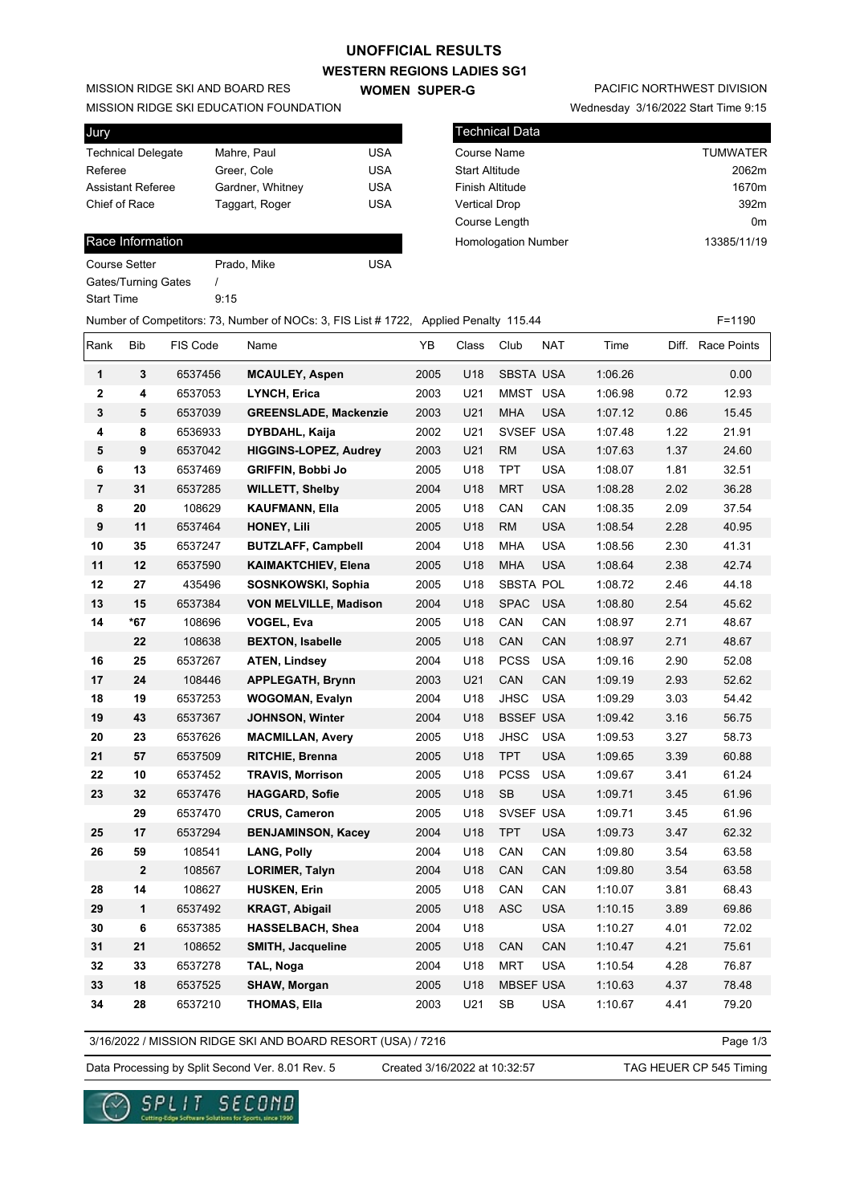# UNOFFICIAL RESULTS

## WESTERN REGIONS LADIES SG1

### WOMEN SUPER-G

MISSION RIDGE SKI AND BOARD RES
MISSION RIDGE SKI EDUCATION FOUNDATION

PACIFIC NORTHWEST DIVISION
Wednesday 3/16/2022 Start Time 9:15

| Jury | | |
|---|---|---|
| Technical Delegate | Mahre, Paul | USA |
| Referee | Greer, Cole | USA |
| Assistant Referee | Gardner, Whitney | USA |
| Chief of Race | Taggart, Roger | USA |

| Technical Data | |
|---|---|
| Course Name | TUMWATER |
| Start Altitude | 2062m |
| Finish Altitude | 1670m |
| Vertical Drop | 392m |
| Course Length | 0m |
| Homologation Number | 13385/11/19 |

| Race Information | | |
|---|---|---|
| Course Setter | Prado, Mike | USA |
| Gates/Turning Gates | / | |
| Start Time | 9:15 | |

Number of Competitors: 73, Number of NOCs: 3, FIS List # 1722, Applied Penalty 115.44 F=1190

| Rank | Bib | FIS Code | Name | YB | Class | Club | NAT | Time | Diff. | Race Points |
|---|---|---|---|---|---|---|---|---|---|---|
| 1 | 3 | 6537456 | **MCAULEY, Aspen** | 2005 | U18 | SBSTA | USA | 1:06.26 | | 0.00 |
| 2 | 4 | 6537053 | **LYNCH, Erica** | 2003 | U21 | MMST | USA | 1:06.98 | 0.72 | 12.93 |
| 3 | 5 | 6537039 | **GREENSLADE, Mackenzie** | 2003 | U21 | MHA | USA | 1:07.12 | 0.86 | 15.45 |
| 4 | 8 | 6536933 | **DYBDAHL, Kaija** | 2002 | U21 | SVSEF | USA | 1:07.48 | 1.22 | 21.91 |
| 5 | 9 | 6537042 | **HIGGINS-LOPEZ, Audrey** | 2003 | U21 | RM | USA | 1:07.63 | 1.37 | 24.60 |
| 6 | 13 | 6537469 | **GRIFFIN, Bobbi Jo** | 2005 | U18 | TPT | USA | 1:08.07 | 1.81 | 32.51 |
| 7 | 31 | 6537285 | **WILLETT, Shelby** | 2004 | U18 | MRT | USA | 1:08.28 | 2.02 | 36.28 |
| 8 | 20 | 108629 | **KAUFMANN, Ella** | 2005 | U18 | CAN | CAN | 1:08.35 | 2.09 | 37.54 |
| 9 | 11 | 6537464 | **HONEY, Lili** | 2005 | U18 | RM | USA | 1:08.54 | 2.28 | 40.95 |
| 10 | 35 | 6537247 | **BUTZLAFF, Campbell** | 2004 | U18 | MHA | USA | 1:08.56 | 2.30 | 41.31 |
| 11 | 12 | 6537590 | **KAIMAKTCHIEV, Elena** | 2005 | U18 | MHA | USA | 1:08.64 | 2.38 | 42.74 |
| 12 | 27 | 435496 | **SOSNKOWSKI, Sophia** | 2005 | U18 | SBSTA | POL | 1:08.72 | 2.46 | 44.18 |
| 13 | 15 | 6537384 | **VON MELVILLE, Madison** | 2004 | U18 | SPAC | USA | 1:08.80 | 2.54 | 45.62 |
| 14 | *67 | 108696 | **VOGEL, Eva** | 2005 | U18 | CAN | CAN | 1:08.97 | 2.71 | 48.67 |
| | 22 | 108638 | **BEXTON, Isabelle** | 2005 | U18 | CAN | CAN | 1:08.97 | 2.71 | 48.67 |
| 16 | 25 | 6537267 | **ATEN, Lindsey** | 2004 | U18 | PCSS | USA | 1:09.16 | 2.90 | 52.08 |
| 17 | 24 | 108446 | **APPLEGATH, Brynn** | 2003 | U21 | CAN | CAN | 1:09.19 | 2.93 | 52.62 |
| 18 | 19 | 6537253 | **WOGOMAN, Evalyn** | 2004 | U18 | JHSC | USA | 1:09.29 | 3.03 | 54.42 |
| 19 | 43 | 6537367 | **JOHNSON, Winter** | 2004 | U18 | BSSEF | USA | 1:09.42 | 3.16 | 56.75 |
| 20 | 23 | 6537626 | **MACMILLAN, Avery** | 2005 | U18 | JHSC | USA | 1:09.53 | 3.27 | 58.73 |
| 21 | 57 | 6537509 | **RITCHIE, Brenna** | 2005 | U18 | TPT | USA | 1:09.65 | 3.39 | 60.88 |
| 22 | 10 | 6537452 | **TRAVIS, Morrison** | 2005 | U18 | PCSS | USA | 1:09.67 | 3.41 | 61.24 |
| 23 | 32 | 6537476 | **HAGGARD, Sofie** | 2005 | U18 | SB | USA | 1:09.71 | 3.45 | 61.96 |
| | 29 | 6537470 | **CRUS, Cameron** | 2005 | U18 | SVSEF | USA | 1:09.71 | 3.45 | 61.96 |
| 25 | 17 | 6537294 | **BENJAMINSON, Kacey** | 2004 | U18 | TPT | USA | 1:09.73 | 3.47 | 62.32 |
| 26 | 59 | 108541 | **LANG, Polly** | 2004 | U18 | CAN | CAN | 1:09.80 | 3.54 | 63.58 |
| | 2 | 108567 | **LORIMER, Talyn** | 2004 | U18 | CAN | CAN | 1:09.80 | 3.54 | 63.58 |
| 28 | 14 | 108627 | **HUSKEN, Erin** | 2005 | U18 | CAN | CAN | 1:10.07 | 3.81 | 68.43 |
| 29 | 1 | 6537492 | **KRAGT, Abigail** | 2005 | U18 | ASC | USA | 1:10.15 | 3.89 | 69.86 |
| 30 | 6 | 6537385 | **HASSELBACH, Shea** | 2004 | U18 | | USA | 1:10.27 | 4.01 | 72.02 |
| 31 | 21 | 108652 | **SMITH, Jacqueline** | 2005 | U18 | CAN | CAN | 1:10.47 | 4.21 | 75.61 |
| 32 | 33 | 6537278 | **TAL, Noga** | 2004 | U18 | MRT | USA | 1:10.54 | 4.28 | 76.87 |
| 33 | 18 | 6537525 | **SHAW, Morgan** | 2005 | U18 | MBSEF | USA | 1:10.63 | 4.37 | 78.48 |
| 34 | 28 | 6537210 | **THOMAS, Ella** | 2003 | U21 | SB | USA | 1:10.67 | 4.41 | 79.20 |

3/16/2022 / MISSION RIDGE SKI AND BOARD RESORT (USA) / 7216

Data Processing by Split Second Ver. 8.01 Rev. 5 Created 3/16/2022 at 10:32:57 TAG HEUER CP 545 Timing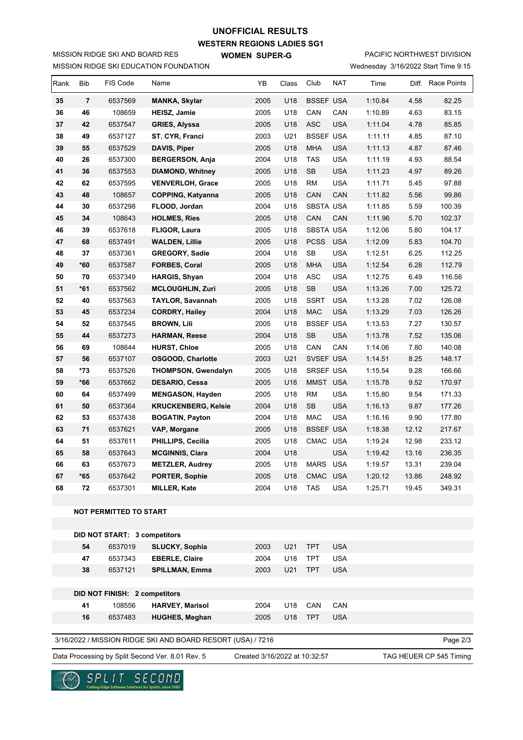# UNOFFICIAL RESULTS

## WESTERN REGIONS LADIES SG1

MISSION RIDGE SKI AND BOARD RES
MISSION RIDGE SKI EDUCATION FOUNDATION

**WOMEN SUPER-G**

PACIFIC NORTHWEST DIVISION
Wednesday 3/16/2022 Start Time 9:15

| Rank | Bib | FIS Code | Name | YB | Class | Club | NAT | Time | Diff. | Race Points |
|---|---|---|---|---|---|---|---|---|---|---|
| 35 | 7 | 6537569 | **MANKA, Skylar** | 2005 | U18 | BSSEF | USA | 1:10.84 | 4.58 | 82.25 |
| 36 | 46 | 108659 | **HEISZ, Jamie** | 2005 | U18 | CAN | CAN | 1:10.89 | 4.63 | 83.15 |
| 37 | 42 | 6537547 | **GRIES, Alyssa** | 2005 | U18 | ASC | USA | 1:11.04 | 4.78 | 85.85 |
| 38 | 49 | 6537127 | **ST. CYR, Franci** | 2003 | U21 | BSSEF | USA | 1:11.11 | 4.85 | 87.10 |
| 39 | 55 | 6537529 | **DAVIS, Piper** | 2005 | U18 | MHA | USA | 1:11.13 | 4.87 | 87.46 |
| 40 | 26 | 6537300 | **BERGERSON, Anja** | 2004 | U18 | TAS | USA | 1:11.19 | 4.93 | 88.54 |
| 41 | 36 | 6537553 | **DIAMOND, Whitney** | 2005 | U18 | SB | USA | 1:11.23 | 4.97 | 89.26 |
| 42 | 62 | 6537595 | **VENVERLOH, Grace** | 2005 | U18 | RM | USA | 1:11.71 | 5.45 | 97.88 |
| 43 | 48 | 108657 | **COPPING, Katyanna** | 2005 | U18 | CAN | CAN | 1:11.82 | 5.56 | 99.86 |
| 44 | 30 | 6537298 | **FLOOD, Jordan** | 2004 | U18 | SBSTA | USA | 1:11.85 | 5.59 | 100.39 |
| 45 | 34 | 108643 | **HOLMES, Ries** | 2005 | U18 | CAN | CAN | 1:11.96 | 5.70 | 102.37 |
| 46 | 39 | 6537618 | **FLIGOR, Laura** | 2005 | U18 | SBSTA | USA | 1:12.06 | 5.80 | 104.17 |
| 47 | 68 | 6537491 | **WALDEN, Lillie** | 2005 | U18 | PCSS | USA | 1:12.09 | 5.83 | 104.70 |
| 48 | 37 | 6537361 | **GREGORY, Sadie** | 2004 | U18 | SB | USA | 1:12.51 | 6.25 | 112.25 |
| 49 | *60 | 6537587 | **FORBES, Coral** | 2005 | U18 | MHA | USA | 1:12.54 | 6.28 | 112.79 |
| 50 | 70 | 6537349 | **HARGIS, Shyan** | 2004 | U18 | ASC | USA | 1:12.75 | 6.49 | 116.56 |
| 51 | *61 | 6537562 | **MCLOUGHLIN, Zuri** | 2005 | U18 | SB | USA | 1:13.26 | 7.00 | 125.72 |
| 52 | 40 | 6537563 | **TAYLOR, Savannah** | 2005 | U18 | SSRT | USA | 1:13.28 | 7.02 | 126.08 |
| 53 | 45 | 6537234 | **CORDRY, Hailey** | 2004 | U18 | MAC | USA | 1:13.29 | 7.03 | 126.26 |
| 54 | 52 | 6537545 | **BROWN, Lili** | 2005 | U18 | BSSEF | USA | 1:13.53 | 7.27 | 130.57 |
| 55 | 44 | 6537273 | **HARMAN, Reese** | 2004 | U18 | SB | USA | 1:13.78 | 7.52 | 135.06 |
| 56 | 69 | 108644 | **HURST, Chloe** | 2005 | U18 | CAN | CAN | 1:14.06 | 7.80 | 140.08 |
| 57 | 56 | 6537107 | **OSGOOD, Charlotte** | 2003 | U21 | SVSEF | USA | 1:14.51 | 8.25 | 148.17 |
| 58 | *73 | 6537526 | **THOMPSON, Gwendalyn** | 2005 | U18 | SRSEF | USA | 1:15.54 | 9.28 | 166.66 |
| 59 | *66 | 6537662 | **DESARIO, Cessa** | 2005 | U18 | MMST | USA | 1:15.78 | 9.52 | 170.97 |
| 60 | 64 | 6537499 | **MENGASON, Hayden** | 2005 | U18 | RM | USA | 1:15.80 | 9.54 | 171.33 |
| 61 | 50 | 6537364 | **KRUCKENBERG, Kelsie** | 2004 | U18 | SB | USA | 1:16.13 | 9.87 | 177.26 |
| 62 | 53 | 6537438 | **BOGATIN, Payton** | 2004 | U18 | MAC | USA | 1:16.16 | 9.90 | 177.80 |
| 63 | 71 | 6537621 | **VAP, Morgane** | 2005 | U18 | BSSEF | USA | 1:18.38 | 12.12 | 217.67 |
| 64 | 51 | 6537611 | **PHILLIPS, Cecilia** | 2005 | U18 | CMAC | USA | 1:19.24 | 12.98 | 233.12 |
| 65 | 58 | 6537643 | **MCGINNIS, Ciara** | 2004 | U18 | | USA | 1:19.42 | 13.16 | 236.35 |
| 66 | 63 | 6537673 | **METZLER, Audrey** | 2005 | U18 | MARS | USA | 1:19.57 | 13.31 | 239.04 |
| 67 | *65 | 6537642 | **PORTER, Sophie** | 2005 | U18 | CMAC | USA | 1:20.12 | 13.86 | 248.92 |
| 68 | 72 | 6537301 | **MILLER, Kate** | 2004 | U18 | TAS | USA | 1:25.71 | 19.45 | 349.31 |

**NOT PERMITTED TO START**

**DID NOT START: 3 competitors**

| Bib | FIS Code | Name | YB | Class | Club | NAT |
|---|---|---|---|---|---|---|
| 54 | 6537019 | **SLUCKY, Sophia** | 2003 | U21 | TPT | USA |
| 47 | 6537343 | **EBERLE, Claire** | 2004 | U18 | TPT | USA |
| 38 | 6537121 | **SPILLMAN, Emma** | 2003 | U21 | TPT | USA |

**DID NOT FINISH: 2 competitors**

| Bib | FIS Code | Name | YB | Class | Club | NAT |
|---|---|---|---|---|---|---|
| 41 | 108556 | **HARVEY, Marisol** | 2004 | U18 | CAN | CAN |
| 16 | 6537483 | **HUGHES, Meghan** | 2005 | U18 | TPT | USA |

3/16/2022 / MISSION RIDGE SKI AND BOARD RESORT (USA) / 7216

Data Processing by Split Second Ver. 8.01 Rev. 5 — Created 3/16/2022 at 10:32:57 — TAG HEUER CP 545 Timing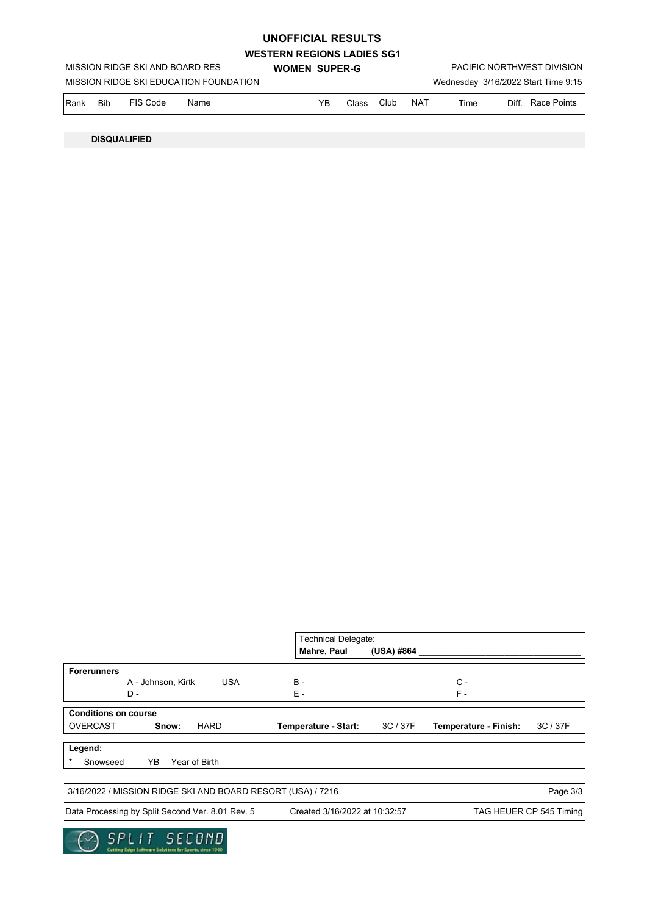# UNOFFICIAL RESULTS

## WESTERN REGIONS LADIES SG1

MISSION RIDGE SKI AND BOARD RES

**WOMEN SUPER-G**

PACIFIC NORTHWEST DIVISION

MISSION RIDGE SKI EDUCATION FOUNDATION

Wednesday 3/16/2022 Start Time 9:15

| Rank | Bib | FIS Code | Name | YB | Class | Club | NAT | Time | Diff. | Race Points |
|---|---|---|---|---|---|---|---|---|---|---|

**DISQUALIFIED**

| Technical Delegate: | |
|---|---|
| **Mahre, Paul** | **(USA) #864** |

**Forerunners**

| | | | |
|---|---|---|---|
| A - Johnson, Kirtk | USA | B - | C - |
| D - | | E - | F - |

**Conditions on course**

| | | | | | | |
|---|---|---|---|---|---|---|
| OVERCAST | **Snow:** | HARD | **Temperature - Start:** | 3C / 37F | **Temperature - Finish:** | 3C / 37F |

**Legend:**

\* Snowseed YB Year of Birth

3/16/2022 / MISSION RIDGE SKI AND BOARD RESORT (USA) / 7216

Data Processing by Split Second Ver. 8.01 Rev. 5 Created 3/16/2022 at 10:32:57 TAG HEUER CP 545 Timing